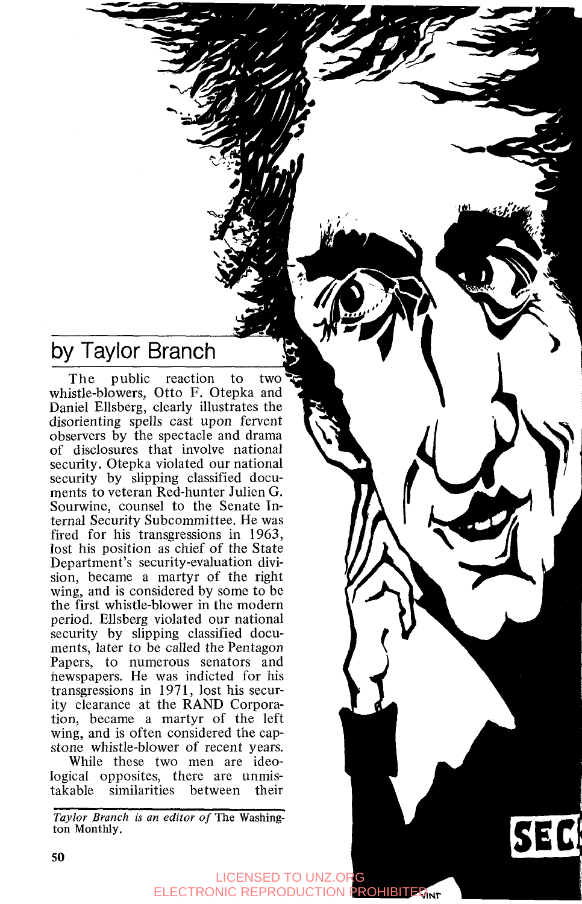by Taylor Branch

The public reaction to two whistle-blowers, Otto F. Otepka and Daniel Ellsberg, clearly illustrates the disorienting spells cast upon fervent observers by the spectacle and drama of disclosures that involve national security. Otepka violated our national security by slipping classified documents to veteran Red-hunter Julien G. Sourwine, counsel to the Senate Internal Security Subcommittee. He was fired for his transgressions in 1963, lost his position as chief of the State Department's security-evaluation division, became a martyr of the right wing, and is considered by some to be the first whistle-blower in the modern period. Ellsberg violated our national security by slipping classified documents, later to be called the Pentagon Papers, to numerous senators and newspapers. He was indicted for his transgressions in 1971, lost his security clearance at the RAND Corporation, became a martyr of the left wing, and is often considered the capstone whistle-blower of recent years.

While these two men are ideological opposites, there are unmistakable similarities between their

*Taylor Branch is an editor of* The Washington Monthly.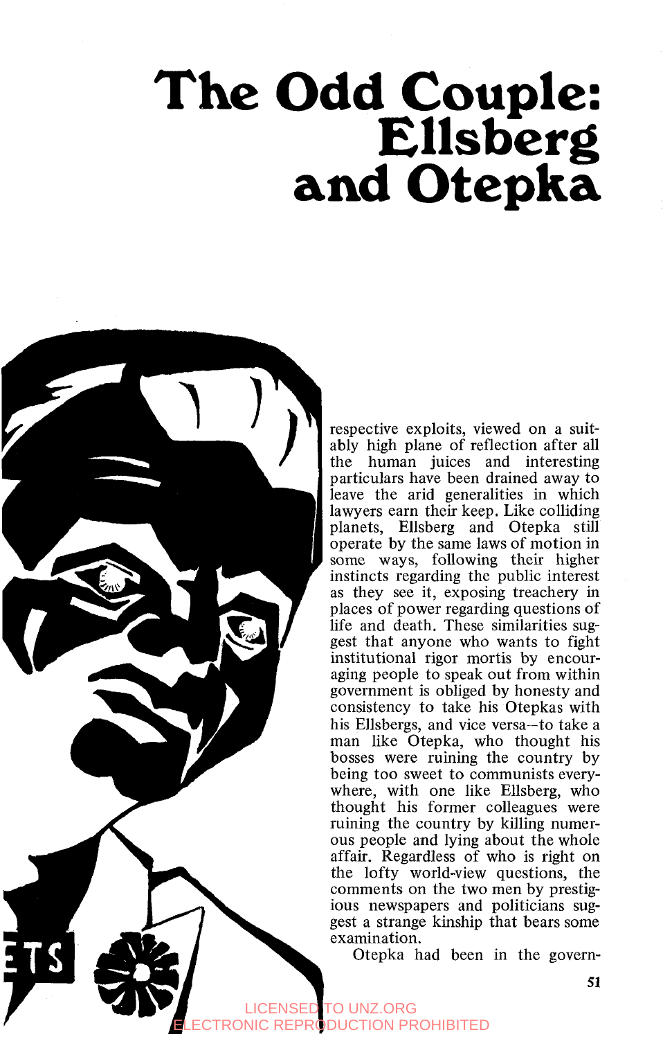# The Odd Couple: Ellsberg and Otepka

respective exploits, viewed on a suitably high plane of reflection after all the human juices and interesting particulars have been drained away to leave the arid generalities in which lawyers earn their keep. Like colliding planets, Ellsberg and Otepka still operate by the same laws of motion in some ways, following their higher instincts regarding the public interest as they see it, exposing treachery in places of power regarding questions of life and death. These similarities suggest that anyone who wants to fight institutional rigor mortis by encouraging people to speak out from within government is obliged by honesty and consistency to take his Otepkas with his Ellsbergs, and vice versa—to take a man like Otepka, who thought his bosses were ruining the country by being too sweet to communists everywhere, with one like Ellsberg, who thought his former colleagues were ruining the country by killing numerous people and lying about the whole affair. Regardless of who is right on the lofty world-view questions, the comments on the two men by prestigious newspapers and politicians suggest a strange kinship that bears some examination.

Otepka had been in the govern-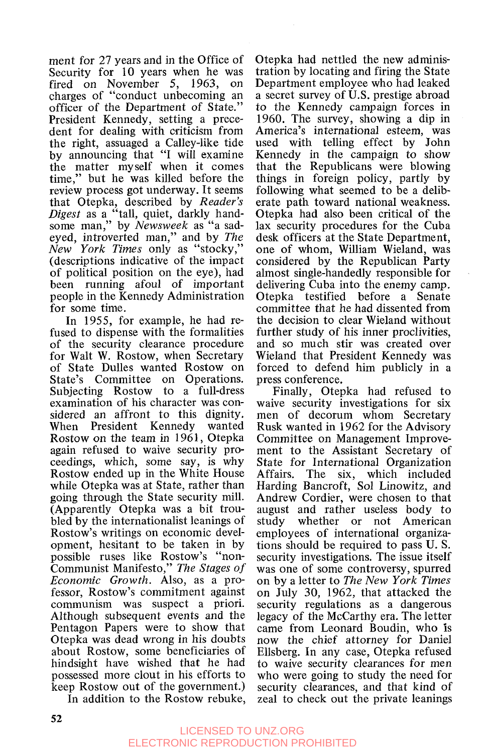ment for 27 years and in the Office of Security for 10 years when he was fired on November 5, 1963, on charges of "conduct unbecoming an officer of the Department of State." President Kennedy, setting a precedent for dealing with criticism from the right, assuaged a Calley-like tide by announcing that "I will examine the matter myself when it comes time," but he was killed before the review process got underway. It seems that Otepka, described by *Reader's Digest* as a "tall, quiet, darkly handsome man," by *Newsweek* as "a sad-eyed, introverted man," and by *The New York Times* only as "stocky," (descriptions indicative of the impact of political position on the eye), had been running afoul of important people in the Kennedy Administration for some time.

In 1955, for example, he had refused to dispense with the formalities of the security clearance procedure for Walt W. Rostow, when Secretary of State Dulles wanted Rostow on State's Committee on Operations. Subjecting Rostow to a full-dress examination of his character was considered an affront to this dignity. When President Kennedy wanted Rostow on the team in 1961, Otepka again refused to waive security proceedings, which, some say, is why Rostow ended up in the White House while Otepka was at State, rather than going through the State security mill. (Apparently Otepka was a bit troubled by the internationalist leanings of Rostow's writings on economic development, hesitant to be taken in by possible ruses like Rostow's "non-Communist Manifesto," *The Stages of Economic Growth*. Also, as a professor, Rostow's commitment against communism was suspect a priori. Although subsequent events and the Pentagon Papers were to show that Otepka was dead wrong in his doubts about Rostow, some beneficiaries of hindsight have wished that he had possessed more clout in his efforts to keep Rostow out of the government.)

In addition to the Rostow rebuke, Otepka had nettled the new administration by locating and firing the State Department employee who had leaked a secret survey of U.S. prestige abroad to the Kennedy campaign forces in 1960. The survey, showing a dip in America's international esteem, was used with telling effect by John Kennedy in the campaign to show that the Republicans were blowing things in foreign policy, partly by following what seemed to be a deliberate path toward national weakness. Otepka had also been critical of the lax security procedures for the Cuba desk officers at the State Department, one of whom, William Wieland, was considered by the Republican Party almost single-handedly responsible for delivering Cuba into the enemy camp. Otepka testified before a Senate committee that he had dissented from the decision to clear Wieland without further study of his inner proclivities, and so much stir was created over Wieland that President Kennedy was forced to defend him publicly in a press conference.

Finally, Otepka had refused to waive security investigations for six men of decorum whom Secretary Rusk wanted in 1962 for the Advisory Committee on Management Improvement to the Assistant Secretary of State for International Organization Affairs. The six, which included Harding Bancroft, Sol Linowitz, and Andrew Cordier, were chosen to that august and rather useless body to study whether or not American employees of international organizations should be required to pass U. S. security investigations. The issue itself was one of some controversy, spurred on by a letter to *The New York Times* on July 30, 1962, that attacked the security regulations as a dangerous legacy of the McCarthy era. The letter came from Leonard Boudin, who is now the chief attorney for Daniel Ellsberg. In any case, Otepka refused to waive security clearances for men who were going to study the need for security clearances, and that kind of zeal to check out the private leanings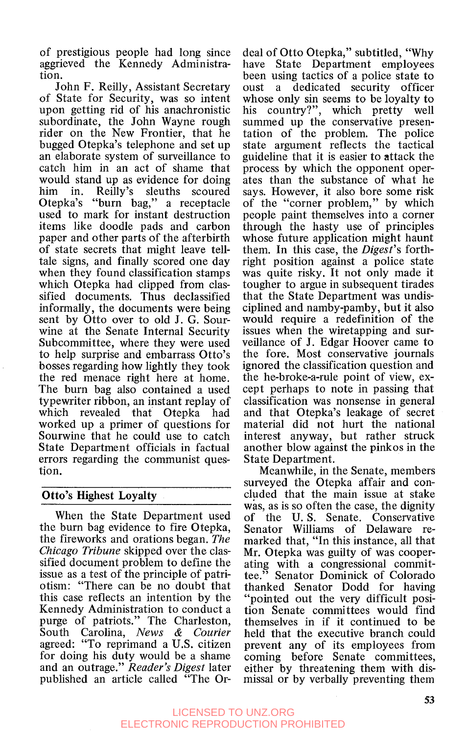of prestigious people had long since aggrieved the Kennedy Administration.

John F. Reilly, Assistant Secretary of State for Security, was so intent upon getting rid of his anachronistic subordinate, the John Wayne rough rider on the New Frontier, that he bugged Otepka's telephone and set up an elaborate system of surveillance to catch him in an act of shame that would stand up as evidence for doing him in. Reilly's sleuths scoured Otepka's "burn bag," a receptacle used to mark for instant destruction items like doodle pads and carbon paper and other parts of the afterbirth of state secrets that might leave telltale signs, and finally scored one day when they found classification stamps which Otepka had clipped from classified documents. Thus declassified informally, the documents were being sent by Otto over to old J. G. Sourwine at the Senate Internal Security Subcommittee, where they were used to help surprise and embarrass Otto's bosses regarding how lightly they took the red menace right here at home. The burn bag also contained a used typewriter ribbon, an instant replay of which revealed that Otepka had worked up a primer of questions for Sourwine that he could use to catch State Department officials in factual errors regarding the communist question.

## Otto's Highest Loyalty

When the State Department used the burn bag evidence to fire Otepka, the fireworks and orations began. *The Chicago Tribune* skipped over the classified document problem to define the issue as a test of the principle of patriotism: "There can be no doubt that this case reflects an intention by the Kennedy Administration to conduct a purge of patriots." The Charleston, South Carolina, *News & Courier* agreed: "To reprimand a U.S. citizen for doing his duty would be a shame and an outrage." *Reader's Digest* later published an article called "The Ordeal of Otto Otepka," subtitled, "Why have State Department employees been using tactics of a police state to oust a dedicated security officer whose only sin seems to be loyalty to his country?", which pretty well summed up the conservative presentation of the problem. The police state argument reflects the tactical guideline that it is easier to attack the process by which the opponent operates than the substance of what he says. However, it also bore some risk of the "corner problem," by which people paint themselves into a corner through the hasty use of principles whose future application might haunt them. In this case, the *Digest*'s forthright position against a police state was quite risky. It not only made it tougher to argue in subsequent tirades that the State Department was undisciplined and namby-pamby, but it also would require a redefinition of the issues when the wiretapping and surveillance of J. Edgar Hoover came to the fore. Most conservative journals ignored the classification question and the he-broke-a-rule point of view, except perhaps to note in passing that classification was nonsense in general and that Otepka's leakage of secret material did not hurt the national interest anyway, but rather struck another blow against the pinkos in the State Department.

Meanwhile, in the Senate, members surveyed the Otepka affair and concluded that the main issue at stake was, as is so often the case, the dignity of the U. S. Senate. Conservative Senator Williams of Delaware remarked that, "In this instance, all that Mr. Otepka was guilty of was cooperating with a congressional committee." Senator Dominick of Colorado thanked Senator Dodd for having "pointed out the very difficult position Senate committees would find themselves in if it continued to be held that the executive branch could prevent any of its employees from coming before Senate committees, either by threatening them with dismissal or by verbally preventing them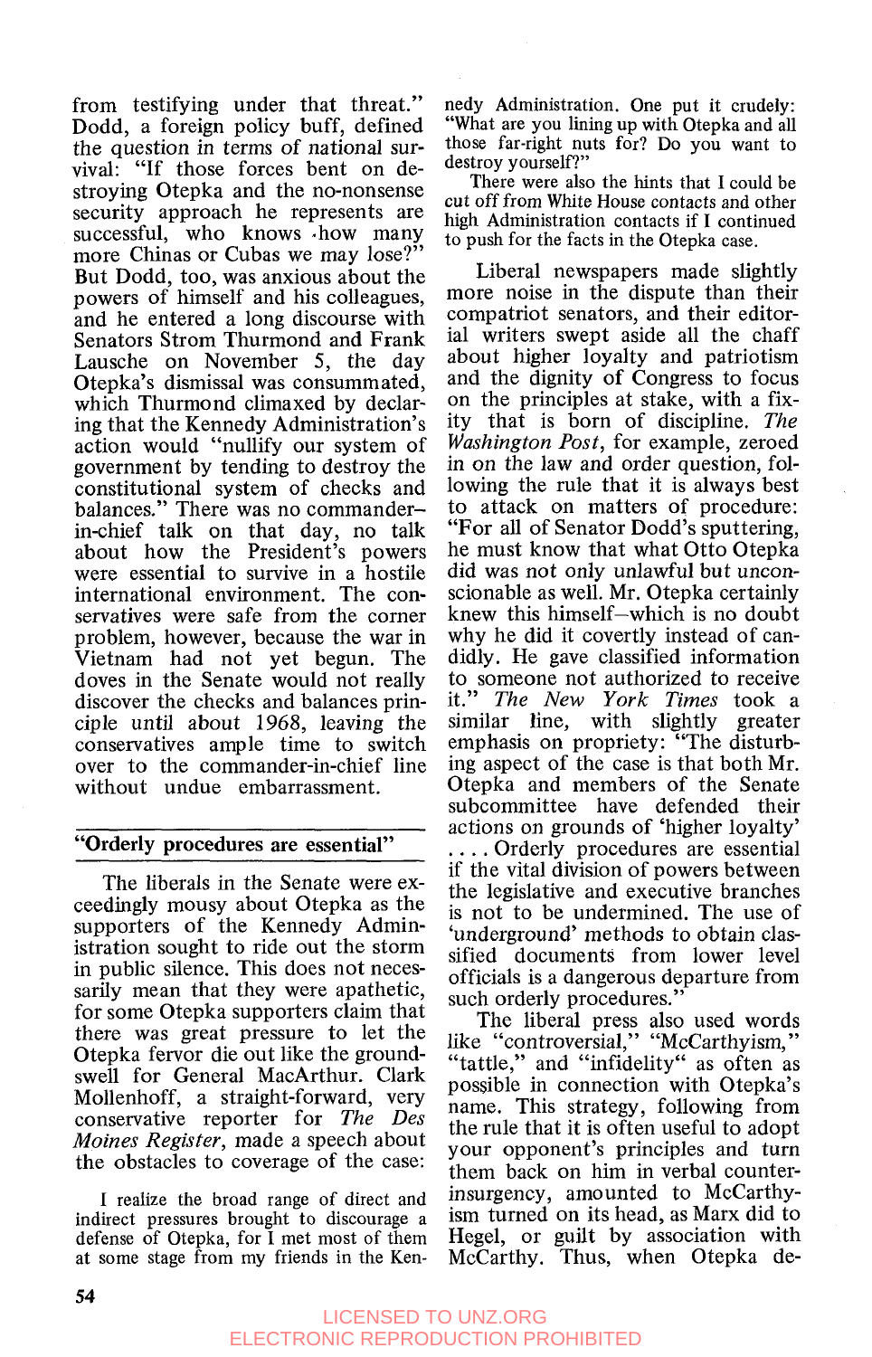from testifying under that threat." Dodd, a foreign policy buff, defined the question in terms of national survival: "If those forces bent on destroying Otepka and the no-nonsense security approach he represents are successful, who knows how many more Chinas or Cubas we may lose?" But Dodd, too, was anxious about the powers of himself and his colleagues, and he entered a long discourse with Senators Strom Thurmond and Frank Lausche on November 5, the day Otepka's dismissal was consummated, which Thurmond climaxed by declaring that the Kennedy Administration's action would "nullify our system of government by tending to destroy the constitutional system of checks and balances." There was no commander-in-chief talk on that day, no talk about how the President's powers were essential to survive in a hostile international environment. The conservatives were safe from the corner problem, however, because the war in Vietnam had not yet begun. The doves in the Senate would not really discover the checks and balances principle until about 1968, leaving the conservatives ample time to switch over to the commander-in-chief line without undue embarrassment.

## "Orderly procedures are essential"

The liberals in the Senate were exceedingly mousy about Otepka as the supporters of the Kennedy Administration sought to ride out the storm in public silence. This does not necessarily mean that they were apathetic, for some Otepka supporters claim that there was great pressure to let the Otepka fervor die out like the groundswell for General MacArthur. Clark Mollenhoff, a straight-forward, very conservative reporter for *The Des Moines Register*, made a speech about the obstacles to coverage of the case:

> I realize the broad range of direct and indirect pressures brought to discourage a defense of Otepka, for I met most of them at some stage from my friends in the Kennedy Administration. One put it crudely: "What are you lining up with Otepka and all those far-right nuts for? Do you want to destroy yourself?"
>
> There were also the hints that I could be cut off from White House contacts and other high Administration contacts if I continued to push for the facts in the Otepka case.

Liberal newspapers made slightly more noise in the dispute than their compatriot senators, and their editorial writers swept aside all the chaff about higher loyalty and patriotism and the dignity of Congress to focus on the principles at stake, with a fixity that is born of discipline. *The Washington Post*, for example, zeroed in on the law and order question, following the rule that it is always best to attack on matters of procedure: "For all of Senator Dodd's sputtering, he must know that what Otto Otepka did was not only unlawful but unconscionable as well. Mr. Otepka certainly knew this himself—which is no doubt why he did it covertly instead of candidly. He gave classified information to someone not authorized to receive it." *The New York Times* took a similar line, with slightly greater emphasis on propriety: "The disturbing aspect of the case is that both Mr. Otepka and members of the Senate subcommittee have defended their actions on grounds of 'higher loyalty' .... Orderly procedures are essential if the vital division of powers between the legislative and executive branches is not to be undermined. The use of 'underground' methods to obtain classified documents from lower level officials is a dangerous departure from such orderly procedures."

The liberal press also used words like "controversial," "McCarthyism," "tattle," and "infidelity" as often as possible in connection with Otepka's name. This strategy, following from the rule that it is often useful to adopt your opponent's principles and turn them back on him in verbal counter-insurgency, amounted to McCarthyism turned on its head, as Marx did to Hegel, or guilt by association with McCarthy. Thus, when Otepka de-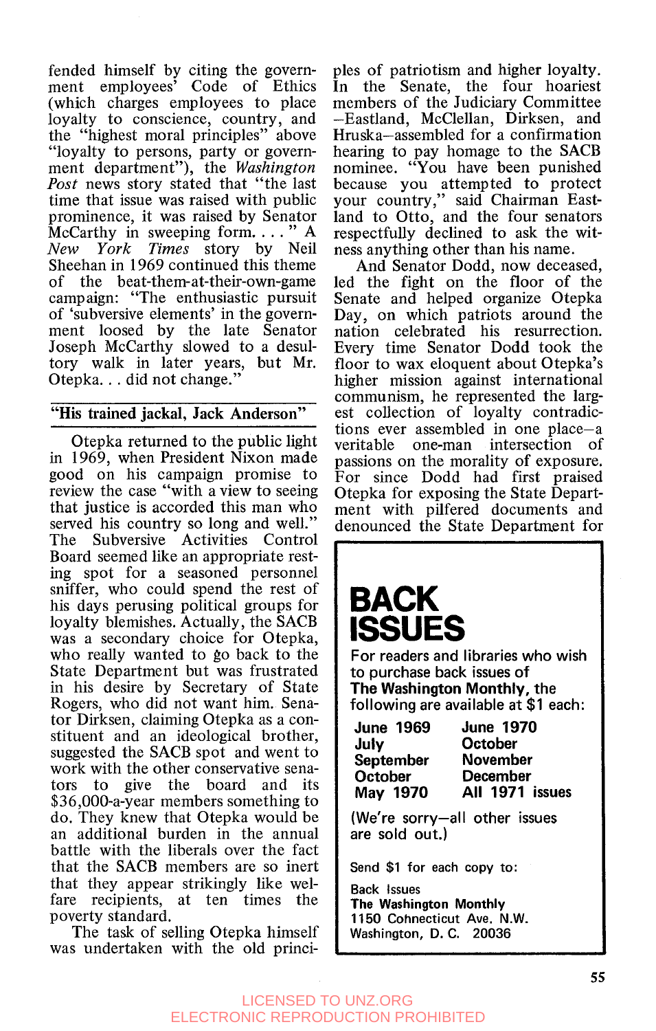fended himself by citing the government employees' Code of Ethics (which charges employees to place loyalty to conscience, country, and the "highest moral principles" above "loyalty to persons, party or government department"), the *Washington Post* news story stated that "the last time that issue was raised with public prominence, it was raised by Senator McCarthy in sweeping form. . . . " A *New York Times* story by Neil Sheehan in 1969 continued this theme of the beat-them-at-their-own-game campaign: "The enthusiastic pursuit of 'subversive elements' in the government loosed by the late Senator Joseph McCarthy slowed to a desultory walk in later years, but Mr. Otepka. . . did not change."

## "His trained jackal, Jack Anderson"

Otepka returned to the public light in 1969, when President Nixon made good on his campaign promise to review the case "with a view to seeing that justice is accorded this man who served his country so long and well." The Subversive Activities Control Board seemed like an appropriate resting spot for a seasoned personnel sniffer, who could spend the rest of his days perusing political groups for loyalty blemishes. Actually, the SACB was a secondary choice for Otepka, who really wanted to go back to the State Department but was frustrated in his desire by Secretary of State Rogers, who did not want him. Senator Dirksen, claiming Otepka as a constituent and an ideological brother, suggested the SACB spot and went to work with the other conservative senators to give the board and its $36,000-a-year members something to do. They knew that Otepka would be an additional burden in the annual battle with the liberals over the fact that the SACB members are so inert that they appear strikingly like welfare recipients, at ten times the poverty standard.

The task of selling Otepka himself was undertaken with the old principles of patriotism and higher loyalty. In the Senate, the four hoariest members of the Judiciary Committee—Eastland, McClellan, Dirksen, and Hruska—assembled for a confirmation hearing to pay homage to the SACB nominee. "You have been punished because you attempted to protect your country," said Chairman Eastland to Otto, and the four senators respectfully declined to ask the witness anything other than his name.

And Senator Dodd, now deceased, led the fight on the floor of the Senate and helped organize Otepka Day, on which patriots around the nation celebrated his resurrection. Every time Senator Dodd took the floor to wax eloquent about Otepka's higher mission against international communism, he represented the largest collection of loyalty contradictions ever assembled in one place—a veritable one-man intersection of passions on the morality of exposure. For since Dodd had first praised Otepka for exposing the State Department with pilfered documents and denounced the State Department for

---

# BACK ISSUES

For readers and libraries who wish to purchase back issues of **The Washington Monthly**, the following are available at $1 each:

| | |
|---|---|
| **June 1969** | **June 1970** |
| **July** | **October** |
| **September** | **November** |
| **October** | **December** |
| **May 1970** | **All 1971 issues** |

(We're sorry—all other issues are sold out.)

Send $1 for each copy to:

Back Issues
**The Washington Monthly**
1150 Connecticut Ave. N.W.
Washington, D. C. 20036

---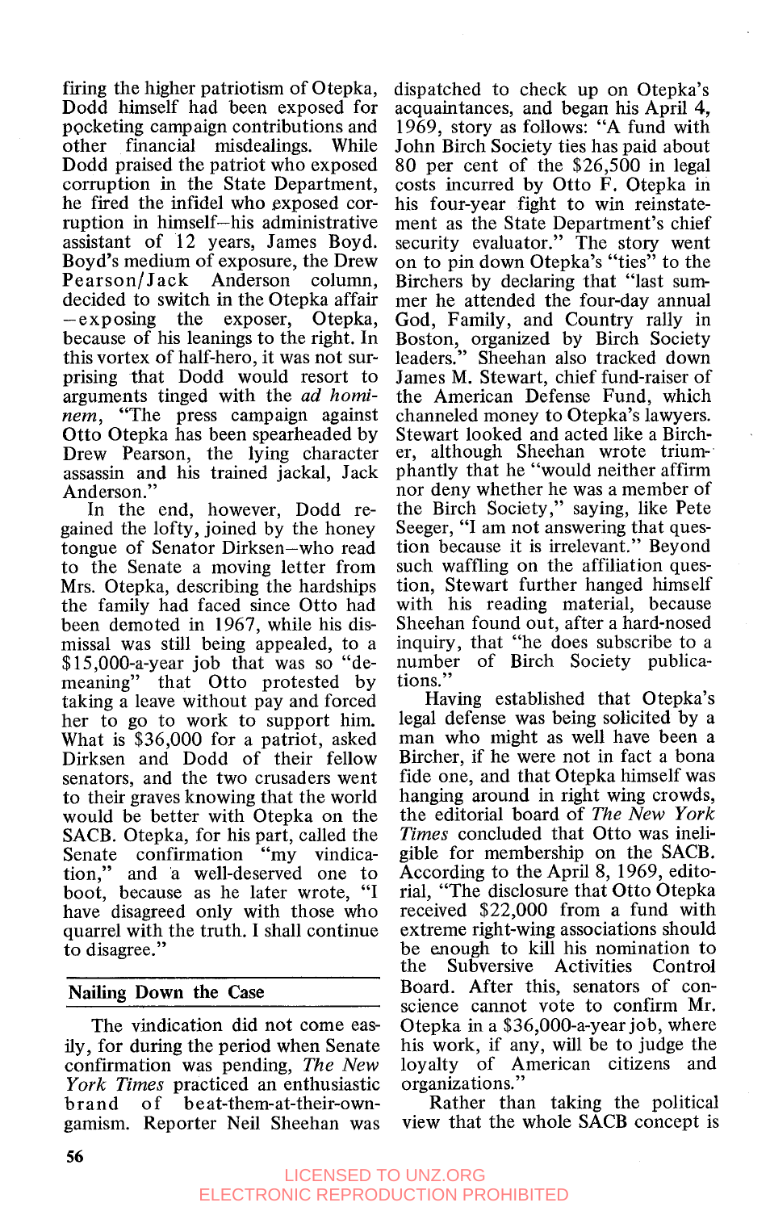firing the higher patriotism of Otepka, Dodd himself had been exposed for pocketing campaign contributions and other financial misdealings. While Dodd praised the patriot who exposed corruption in the State Department, he fired the infidel who exposed corruption in himself—his administrative assistant of 12 years, James Boyd. Boyd's medium of exposure, the Drew Pearson/Jack Anderson column, decided to switch in the Otepka affair—exposing the exposer, Otepka, because of his leanings to the right. In this vortex of half-hero, it was not surprising that Dodd would resort to arguments tinged with the *ad hominem*, "The press campaign against Otto Otepka has been spearheaded by Drew Pearson, the lying character assassin and his trained jackal, Jack Anderson."

In the end, however, Dodd regained the lofty, joined by the honey tongue of Senator Dirksen—who read to the Senate a moving letter from Mrs. Otepka, describing the hardships the family had faced since Otto had been demoted in 1967, while his dismissal was still being appealed, to a $15,000-a-year job that was so "demeaning" that Otto protested by taking a leave without pay and forced her to go to work to support him. What is $36,000 for a patriot, asked Dirksen and Dodd of their fellow senators, and the two crusaders went to their graves knowing that the world would be better with Otepka on the SACB. Otepka, for his part, called the Senate confirmation "my vindication," and a well-deserved one to boot, because as he later wrote, "I have disagreed only with those who quarrel with the truth. I shall continue to disagree."

## Nailing Down the Case

The vindication did not come easily, for during the period when Senate confirmation was pending, *The New York Times* practiced an enthusiastic brand of beat-them-at-their-own-gamism. Reporter Neil Sheehan was dispatched to check up on Otepka's acquaintances, and began his April 4, 1969, story as follows: "A fund with John Birch Society ties has paid about 80 per cent of the $26,500 in legal costs incurred by Otto F. Otepka in his four-year fight to win reinstatement as the State Department's chief security evaluator." The story went on to pin down Otepka's "ties" to the Birchers by declaring that "last summer he attended the four-day annual God, Family, and Country rally in Boston, organized by Birch Society leaders." Sheehan also tracked down James M. Stewart, chief fund-raiser of the American Defense Fund, which channeled money to Otepka's lawyers. Stewart looked and acted like a Bircher, although Sheehan wrote triumphantly that he "would neither affirm nor deny whether he was a member of the Birch Society," saying, like Pete Seeger, "I am not answering that question because it is irrelevant." Beyond such waffling on the affiliation question, Stewart further hanged himself with his reading material, because Sheehan found out, after a hard-nosed inquiry, that "he does subscribe to a number of Birch Society publications."

Having established that Otepka's legal defense was being solicited by a man who might as well have been a Bircher, if he were not in fact a bona fide one, and that Otepka himself was hanging around in right wing crowds, the editorial board of *The New York Times* concluded that Otto was ineligible for membership on the SACB. According to the April 8, 1969, editorial, "The disclosure that Otto Otepka received $22,000 from a fund with extreme right-wing associations should be enough to kill his nomination to the Subversive Activities Control Board. After this, senators of conscience cannot vote to confirm Mr. Otepka in a $36,000-a-year job, where his work, if any, will be to judge the loyalty of American citizens and organizations."

Rather than taking the political view that the whole SACB concept is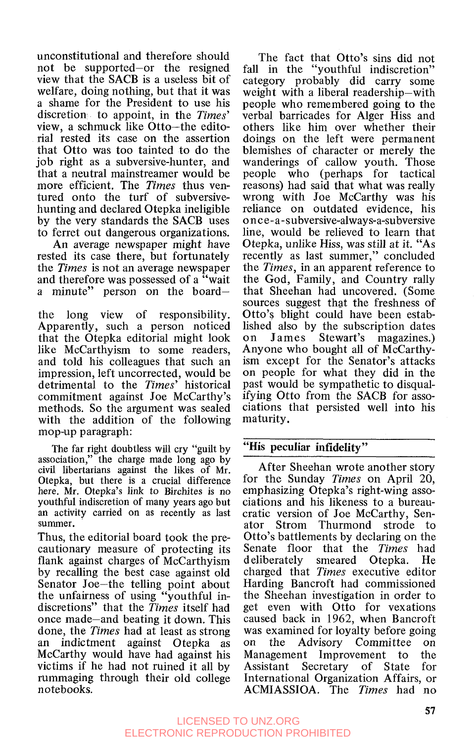unconstitutional and therefore should not be supported—or the resigned view that the SACB is a useless bit of welfare, doing nothing, but that it was a shame for the President to use his discretion to appoint, in the *Times'* view, a schmuck like Otto—the editorial rested its case on the assertion that Otto was too tainted to do the job right as a subversive-hunter, and that a neutral mainstreamer would be more efficient. The *Times* thus ventured onto the turf of subversive-hunting and declared Otepka ineligible by the very standards the SACB uses to ferret out dangerous organizations.

An average newspaper might have rested its case there, but fortunately the *Times* is not an average newspaper and therefore was possessed of a "wait a minute" person on the board—the long view of responsibility. Apparently, such a person noticed that the Otepka editorial might look like McCarthyism to some readers, and told his colleagues that such an impression, left uncorrected, would be detrimental to the *Times'* historical commitment against Joe McCarthy's methods. So the argument was sealed with the addition of the following mop-up paragraph:

> The far right doubtless will cry "guilt by association," the charge made long ago by civil libertarians against the likes of Mr. Otepka, but there is a crucial difference here. Mr. Otepka's link to Birchites is no youthful indiscretion of many years ago but an activity carried on as recently as last summer.

Thus, the editorial board took the precautionary measure of protecting its flank against charges of McCarthyism by recalling the best case against old Senator Joe—the telling point about the unfairness of using "youthful indiscretions" that the *Times* itself had once made—and beating it down. This done, the *Times* had at least as strong an indictment against Otepka as McCarthy would have had against his victims if he had not ruined it all by rummaging through their old college notebooks.

The fact that Otto's sins did not fall in the "youthful indiscretion" category probably did carry some weight with a liberal readership—with people who remembered going to the verbal barricades for Alger Hiss and others like him over whether their doings on the left were permanent blemishes of character or merely the wanderings of callow youth. Those people who (perhaps for tactical reasons) had said that what was really wrong with Joe McCarthy was his reliance on outdated evidence, his once-a-subversive-always-a-subversive line, would be relieved to learn that Otepka, unlike Hiss, was still at it. "As recently as last summer," concluded the *Times*, in an apparent reference to the God, Family, and Country rally that Sheehan had uncovered. (Some sources suggest that the freshness of Otto's blight could have been established also by the subscription dates on James Stewart's magazines.) Anyone who bought all of McCarthyism except for the Senator's attacks on people for what they did in the past would be sympathetic to disqualifying Otto from the SACB for associations that persisted well into his maturity.

## "His peculiar infidelity"

After Sheehan wrote another story for the Sunday *Times* on April 20, emphasizing Otepka's right-wing associations and his likeness to a bureaucratic version of Joe McCarthy, Senator Strom Thurmond strode to Otto's battlements by declaring on the Senate floor that the *Times* had deliberately smeared Otepka. He charged that *Times* executive editor Harding Bancroft had commissioned the Sheehan investigation in order to get even with Otto for vexations caused back in 1962, when Bancroft was examined for loyalty before going on the Advisory Committee on Management Improvement to the Assistant Secretary of State for International Organization Affairs, or ACMIASSIOA. The *Times* had no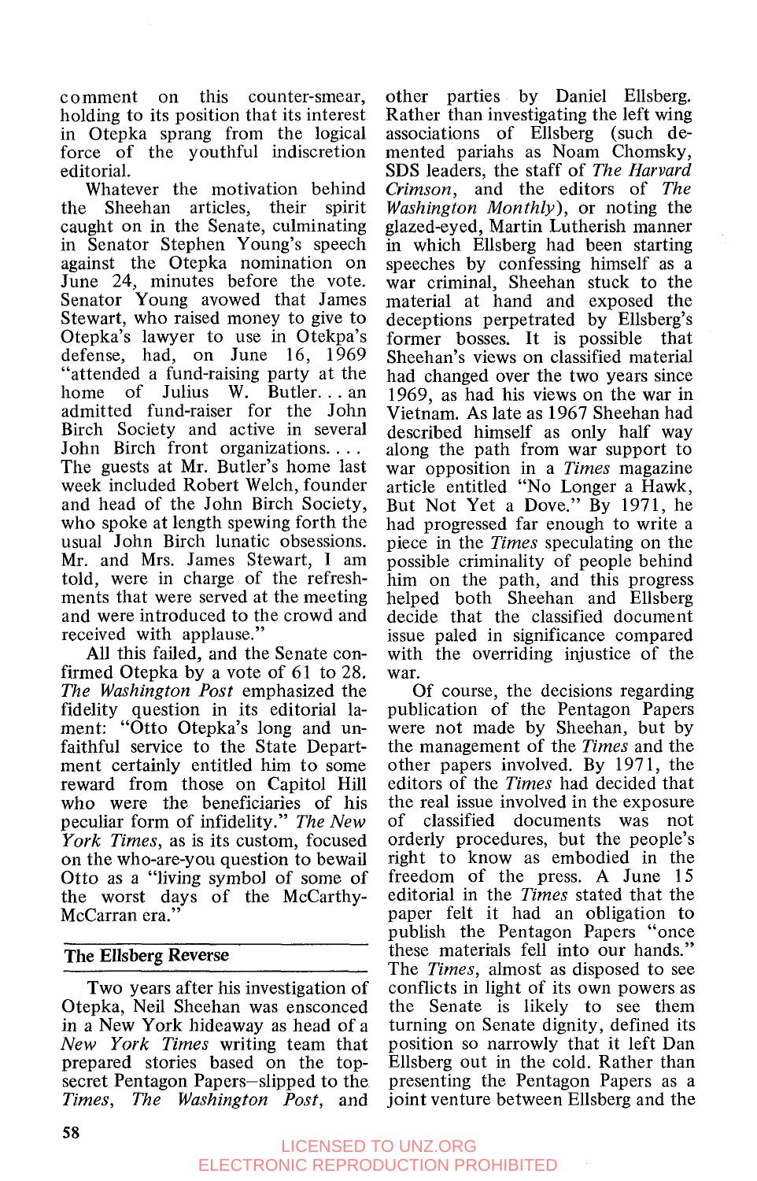comment on this counter-smear, holding to its position that its interest in Otepka sprang from the logical force of the youthful indiscretion editorial.

Whatever the motivation behind the Sheehan articles, their spirit caught on in the Senate, culminating in Senator Stephen Young's speech against the Otepka nomination on June 24, minutes before the vote. Senator Young avowed that James Stewart, who raised money to give to Otepka's lawyer to use in Otepka's defense, had, on June 16, 1969 "attended a fund-raising party at the home of Julius W. Butler. . . an admitted fund-raiser for the John Birch Society and active in several John Birch front organizations. . . . The guests at Mr. Butler's home last week included Robert Welch, founder and head of the John Birch Society, who spoke at length spewing forth the usual John Birch lunatic obsessions. Mr. and Mrs. James Stewart, I am told, were in charge of the refreshments that were served at the meeting and were introduced to the crowd and received with applause."

All this failed, and the Senate confirmed Otepka by a vote of 61 to 28. *The Washington Post* emphasized the fidelity question in its editorial lament: "Otto Otepka's long and unfaithful service to the State Department certainly entitled him to some reward from those on Capitol Hill who were the beneficiaries of his peculiar form of infidelity." *The New York Times*, as is its custom, focused on the who-are-you question to bewail Otto as a "living symbol of some of the worst days of the McCarthy-McCarran era."

## The Ellsberg Reverse

Two years after his investigation of Otepka, Neil Sheehan was ensconced in a New York hideaway as head of a *New York Times* writing team that prepared stories based on the top-secret Pentagon Papers–slipped to the *Times*, *The Washington Post*, and other parties by Daniel Ellsberg. Rather than investigating the left wing associations of Ellsberg (such demented pariahs as Noam Chomsky, SDS leaders, the staff of *The Harvard Crimson*, and the editors of *The Washington Monthly*), or noting the glazed-eyed, Martin Lutherish manner in which Ellsberg had been starting speeches by confessing himself as a war criminal, Sheehan stuck to the material at hand and exposed the deceptions perpetrated by Ellsberg's former bosses. It is possible that Sheehan's views on classified material had changed over the two years since 1969, as had his views on the war in Vietnam. As late as 1967 Sheehan had described himself as only half way along the path from war support to war opposition in a *Times* magazine article entitled "No Longer a Hawk, But Not Yet a Dove." By 1971, he had progressed far enough to write a piece in the *Times* speculating on the possible criminality of people behind him on the path, and this progress helped both Sheehan and Ellsberg decide that the classified document issue paled in significance compared with the overriding injustice of the war.

Of course, the decisions regarding publication of the Pentagon Papers were not made by Sheehan, but by the management of the *Times* and the other papers involved. By 1971, the editors of the *Times* had decided that the real issue involved in the exposure of classified documents was not orderly procedures, but the people's right to know as embodied in the freedom of the press. A June 15 editorial in the *Times* stated that the paper felt it had an obligation to publish the Pentagon Papers "once these materials fell into our hands." The *Times*, almost as disposed to see conflicts in light of its own powers as the Senate is likely to see them turning on Senate dignity, defined its position so narrowly that it left Dan Ellsberg out in the cold. Rather than presenting the Pentagon Papers as a joint venture between Ellsberg and the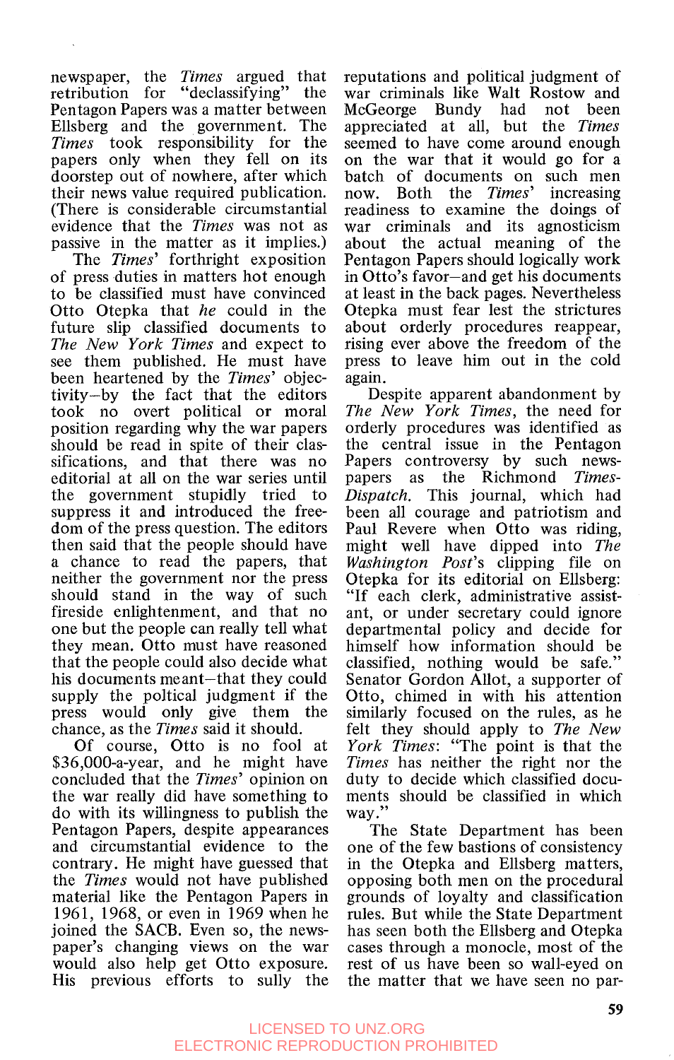newspaper, the *Times* argued that retribution for "declassifying" the Pentagon Papers was a matter between Ellsberg and the government. The *Times* took responsibility for the papers only when they fell on its doorstep out of nowhere, after which their news value required publication. (There is considerable circumstantial evidence that the *Times* was not as passive in the matter as it implies.)

The *Times'* forthright exposition of press duties in matters hot enough to be classified must have convinced Otto Otepka that *he* could in the future slip classified documents to *The New York Times* and expect to see them published. He must have been heartened by the *Times'* objectivity—by the fact that the editors took no overt political or moral position regarding why the war papers should be read in spite of their classifications, and that there was no editorial at all on the war series until the government stupidly tried to suppress it and introduced the freedom of the press question. The editors then said that the people should have a chance to read the papers, that neither the government nor the press should stand in the way of such fireside enlightenment, and that no one but the people can really tell what they mean. Otto must have reasoned that the people could also decide what his documents meant—that they could supply the poltical judgment if the press would only give them the chance, as the *Times* said it should.

Of course, Otto is no fool at $36,000-a-year, and he might have concluded that the *Times'* opinion on the war really did have something to do with its willingness to publish the Pentagon Papers, despite appearances and circumstantial evidence to the contrary. He might have guessed that the *Times* would not have published material like the Pentagon Papers in 1961, 1968, or even in 1969 when he joined the SACB. Even so, the newspaper's changing views on the war would also help get Otto exposure. His previous efforts to sully the reputations and political judgment of war criminals like Walt Rostow and McGeorge Bundy had not been appreciated at all, but the *Times* seemed to have come around enough on the war that it would go for a batch of documents on such men now. Both the *Times'* increasing readiness to examine the doings of war criminals and its agnosticism about the actual meaning of the Pentagon Papers should logically work in Otto's favor—and get his documents at least in the back pages. Nevertheless Otepka must fear lest the strictures about orderly procedures reappear, rising ever above the freedom of the press to leave him out in the cold again.

Despite apparent abandonment by *The New York Times*, the need for orderly procedures was identified as the central issue in the Pentagon Papers controversy by such newspapers as the Richmond *Times-Dispatch*. This journal, which had been all courage and patriotism and Paul Revere when Otto was riding, might well have dipped into *The Washington Post*'s clipping file on Otepka for its editorial on Ellsberg: "If each clerk, administrative assistant, or under secretary could ignore departmental policy and decide for himself how information should be classified, nothing would be safe." Senator Gordon Allot, a supporter of Otto, chimed in with his attention similarly focused on the rules, as he felt they should apply to *The New York Times*: "The point is that the *Times* has neither the right nor the duty to decide which classified documents should be classified in which way."

The State Department has been one of the few bastions of consistency in the Otepka and Ellsberg matters, opposing both men on the procedural grounds of loyalty and classification rules. But while the State Department has seen both the Ellsberg and Otepka cases through a monocle, most of the rest of us have been so wall-eyed on the matter that we have seen no par-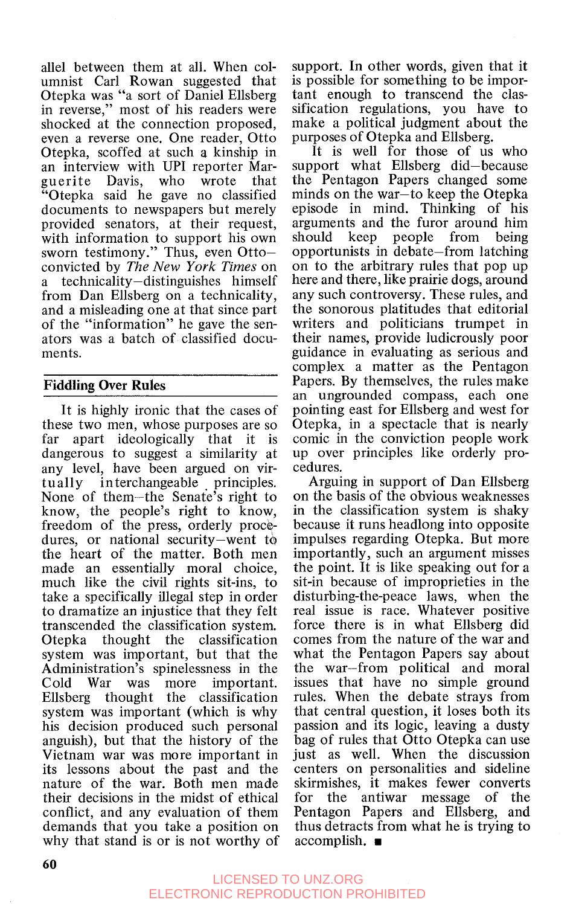allel between them at all. When columnist Carl Rowan suggested that Otepka was "a sort of Daniel Ellsberg in reverse," most of his readers were shocked at the connection proposed, even a reverse one. One reader, Otto Otepka, scoffed at such a kinship in an interview with UPI reporter Marguerite Davis, who wrote that "Otepka said he gave no classified documents to newspapers but merely provided senators, at their request, with information to support his own sworn testimony." Thus, even Otto—convicted by *The New York Times* on a technicality—distinguishes himself from Dan Ellsberg on a technicality, and a misleading one at that since part of the "information" he gave the senators was a batch of classified documents.

## Fiddling Over Rules

It is highly ironic that the cases of these two men, whose purposes are so far apart ideologically that it is dangerous to suggest a similarity at any level, have been argued on virtually interchangeable principles. None of them—the Senate's right to know, the people's right to know, freedom of the press, orderly procedures, or national security—went to the heart of the matter. Both men made an essentially moral choice, much like the civil rights sit-ins, to take a specifically illegal step in order to dramatize an injustice that they felt transcended the classification system. Otepka thought the classification system was important, but that the Administration's spinelessness in the Cold War was more important. Ellsberg thought the classification system was important (which is why his decision produced such personal anguish), but that the history of the Vietnam war was more important in its lessons about the past and the nature of the war. Both men made their decisions in the midst of ethical conflict, and any evaluation of them demands that you take a position on why that stand is or is not worthy of support. In other words, given that it is possible for something to be important enough to transcend the classification regulations, you have to make a political judgment about the purposes of Otepka and Ellsberg.

It is well for those of us who support what Ellsberg did—because the Pentagon Papers changed some minds on the war—to keep the Otepka episode in mind. Thinking of his arguments and the furor around him should keep people from being opportunists in debate—from latching on to the arbitrary rules that pop up here and there, like prairie dogs, around any such controversy. These rules, and the sonorous platitudes that editorial writers and politicians trumpet in their names, provide ludicrously poor guidance in evaluating as serious and complex a matter as the Pentagon Papers. By themselves, the rules make an ungrounded compass, each one pointing east for Ellsberg and west for Otepka, in a spectacle that is nearly comic in the conviction people work up over principles like orderly procedures.

Arguing in support of Dan Ellsberg on the basis of the obvious weaknesses in the classification system is shaky because it runs headlong into opposite impulses regarding Otepka. But more importantly, such an argument misses the point. It is like speaking out for a sit-in because of improprieties in the disturbing-the-peace laws, when the real issue is race. Whatever positive force there is in what Ellsberg did comes from the nature of the war and what the Pentagon Papers say about the war—from political and moral issues that have no simple ground rules. When the debate strays from that central question, it loses both its passion and its logic, leaving a dusty bag of rules that Otto Otepka can use just as well. When the discussion centers on personalities and sideline skirmishes, it makes fewer converts for the antiwar message of the Pentagon Papers and Ellsberg, and thus detracts from what he is trying to accomplish. ■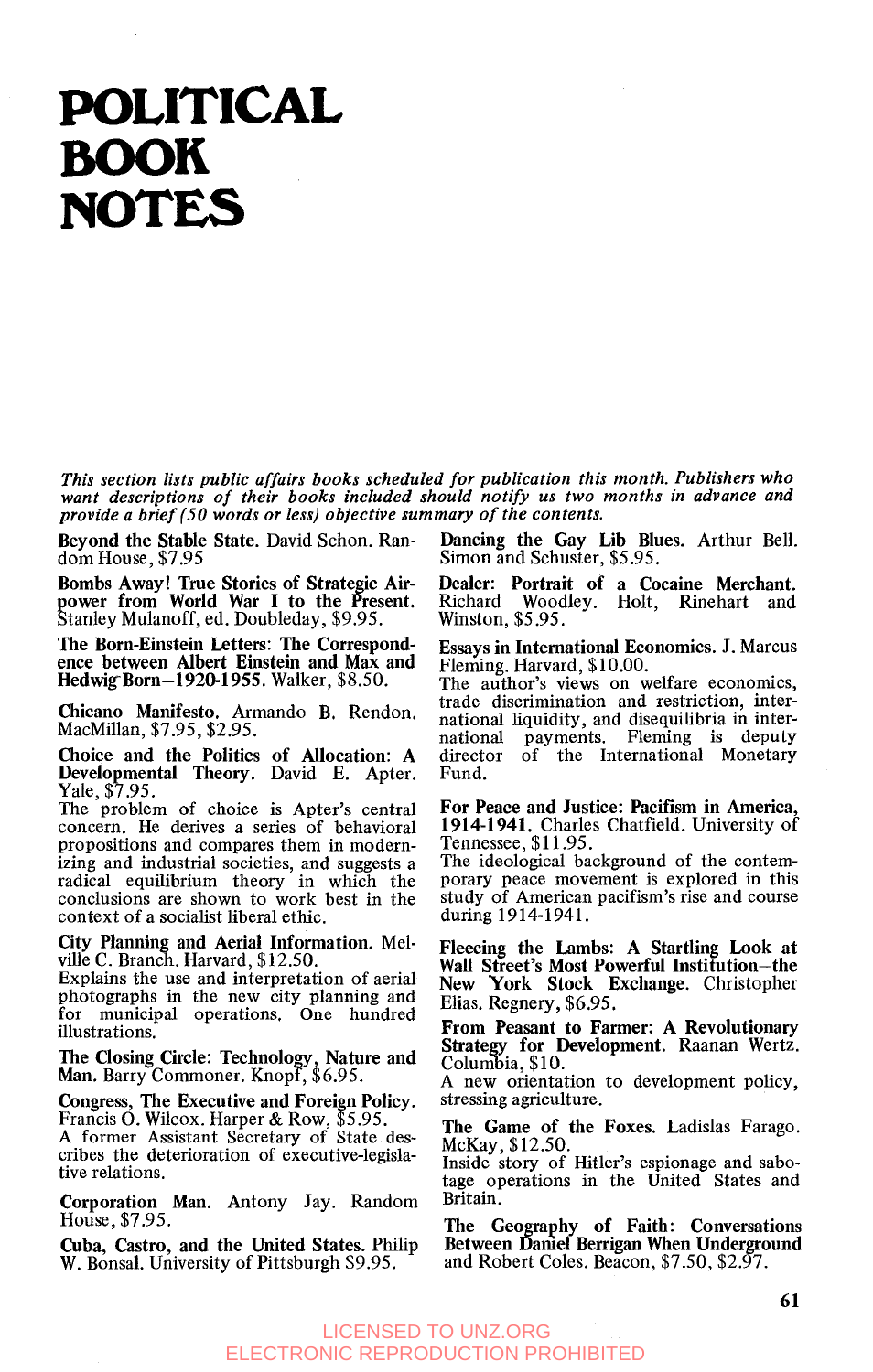# POLITICAL BOOK NOTES

*This section lists public affairs books scheduled for publication this month. Publishers who want descriptions of their books included should notify us two months in advance and provide a brief (50 words or less) objective summary of the contents.*

**Beyond the Stable State.** David Schon. Random House, $7.95

**Bombs Away! True Stories of Strategic Airpower from World War I to the Present.** Stanley Mulanoff, ed. Doubleday, $9.95.

**The Born-Einstein Letters: The Correspondence between Albert Einstein and Max and Hedwig Born—1920-1955.** Walker, $8.50.

**Chicano Manifesto.** Armando B. Rendon. MacMillan, $7.95, $2.95.

**Choice and the Politics of Allocation: A Developmental Theory.** David E. Apter. Yale, $7.95.
The problem of choice is Apter's central concern. He derives a series of behavioral propositions and compares them in modernizing and industrial societies, and suggests a radical equilibrium theory in which the conclusions are shown to work best in the context of a socialist liberal ethic.

**City Planning and Aerial Information.** Melville C. Branch. Harvard, $12.50.
Explains the use and interpretation of aerial photographs in the new city planning and for municipal operations. One hundred illustrations.

**The Closing Circle: Technology, Nature and Man.** Barry Commoner. Knopf, $6.95.

**Congress, The Executive and Foreign Policy.** Francis O. Wilcox. Harper & Row, $5.95.
A former Assistant Secretary of State describes the deterioration of executive-legislative relations.

**Corporation Man.** Antony Jay. Random House, $7.95.

**Cuba, Castro, and the United States.** Philip W. Bonsal. University of Pittsburgh $9.95.

**Dancing the Gay Lib Blues.** Arthur Bell. Simon and Schuster, $5.95.

**Dealer: Portrait of a Cocaine Merchant.** Richard Woodley. Holt, Rinehart and Winston, $5.95.

**Essays in International Economics.** J. Marcus Fleming. Harvard, $10.00.
The author's views on welfare economics, trade discrimination and restriction, international liquidity, and disequilibria in international payments. Fleming is deputy director of the International Monetary Fund.

**For Peace and Justice: Pacifism in America, 1914-1941.** Charles Chatfield. University of Tennessee, $11.95.
The ideological background of the contemporary peace movement is explored in this study of American pacifism's rise and course during 1914-1941.

**Fleecing the Lambs: A Startling Look at Wall Street's Most Powerful Institution—the New York Stock Exchange.** Christopher Elias. Regnery, $6.95.

**From Peasant to Farmer: A Revolutionary Strategy for Development.** Raanan Wertz. Columbia, $10.
A new orientation to development policy, stressing agriculture.

**The Game of the Foxes.** Ladislas Farago. McKay, $12.50.
Inside story of Hitler's espionage and sabotage operations in the United States and Britain.

**The Geography of Faith: Conversations Between Daniel Berrigan When Underground and Robert Coles.** Beacon, $7.50, $2.97.